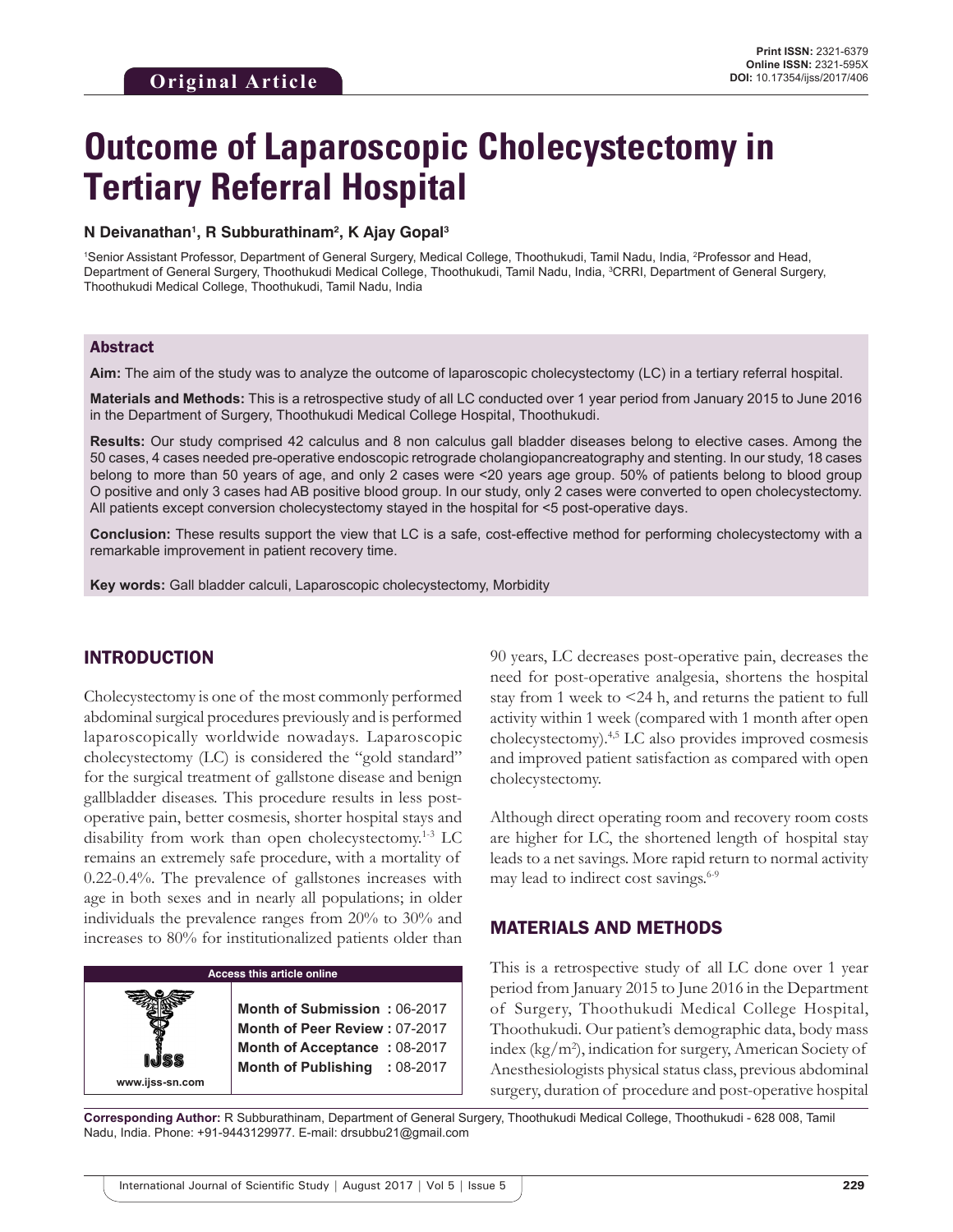**Original Article**

Print ISSN: 2321-6379
Online ISSN: 2321-595X
DOI: 10.17354/ijss/2017/406

# Outcome of Laparoscopic Cholecystectomy in Tertiary Referral Hospital

**N Deivanathan[1], R Subburathinam[2], K Ajay Gopal[3]**

[1]Senior Assistant Professor, Department of General Surgery, Medical College, Thoothukudi, Tamil Nadu, India, [2]Professor and Head, Department of General Surgery, Thoothukudi Medical College, Thoothukudi, Tamil Nadu, India, [3]CRRI, Department of General Surgery, Thoothukudi Medical College, Thoothukudi, Tamil Nadu, India

## Abstract

**Aim:** The aim of the study was to analyze the outcome of laparoscopic cholecystectomy (LC) in a tertiary referral hospital.

**Materials and Methods:** This is a retrospective study of all LC conducted over 1 year period from January 2015 to June 2016 in the Department of Surgery, Thoothukudi Medical College Hospital, Thoothukudi.

**Results:** Our study comprised 42 calculus and 8 non calculus gall bladder diseases belong to elective cases. Among the 50 cases, 4 cases needed pre-operative endoscopic retrograde cholangiopancreatography and stenting. In our study, 18 cases belong to more than 50 years of age, and only 2 cases were <20 years age group. 50% of patients belong to blood group O positive and only 3 cases had AB positive blood group. In our study, only 2 cases were converted to open cholecystectomy. All patients except conversion cholecystectomy stayed in the hospital for <5 post-operative days.

**Conclusion:** These results support the view that LC is a safe, cost-effective method for performing cholecystectomy with a remarkable improvement in patient recovery time.

**Key words:** Gall bladder calculi, Laparoscopic cholecystectomy, Morbidity

## INTRODUCTION

Cholecystectomy is one of the most commonly performed abdominal surgical procedures previously and is performed laparoscopically worldwide nowadays. Laparoscopic cholecystectomy (LC) is considered the "gold standard" for the surgical treatment of gallstone disease and benign gallbladder diseases. This procedure results in less post-operative pain, better cosmesis, shorter hospital stays and disability from work than open cholecystectomy.[1-3] LC remains an extremely safe procedure, with a mortality of 0.22-0.4%. The prevalence of gallstones increases with age in both sexes and in nearly all populations; in older individuals the prevalence ranges from 20% to 30% and increases to 80% for institutionalized patients older than 90 years, LC decreases post-operative pain, decreases the need for post-operative analgesia, shortens the hospital stay from 1 week to <24 h, and returns the patient to full activity within 1 week (compared with 1 month after open cholecystectomy).[4,5] LC also provides improved cosmesis and improved patient satisfaction as compared with open cholecystectomy.

Although direct operating room and recovery room costs are higher for LC, the shortened length of hospital stay leads to a net savings. More rapid return to normal activity may lead to indirect cost savings.[6-9]

| Access this article online | |
|---|---|
| www.ijss-sn.com | **Month of Submission :** 06-2017<br>**Month of Peer Review :** 07-2017<br>**Month of Acceptance :** 08-2017<br>**Month of Publishing :** 08-2017 |

## MATERIALS AND METHODS

This is a retrospective study of all LC done over 1 year period from January 2015 to June 2016 in the Department of Surgery, Thoothukudi Medical College Hospital, Thoothukudi. Our patient's demographic data, body mass index (kg/m$^2$), indication for surgery, American Society of Anesthesiologists physical status class, previous abdominal surgery, duration of procedure and post-operative hospital

**Corresponding Author:** R Subburathinam, Department of General Surgery, Thoothukudi Medical College, Thoothukudi - 628 008, Tamil Nadu, India. Phone: +91-9443129977. E-mail: drsubbu21@gmail.com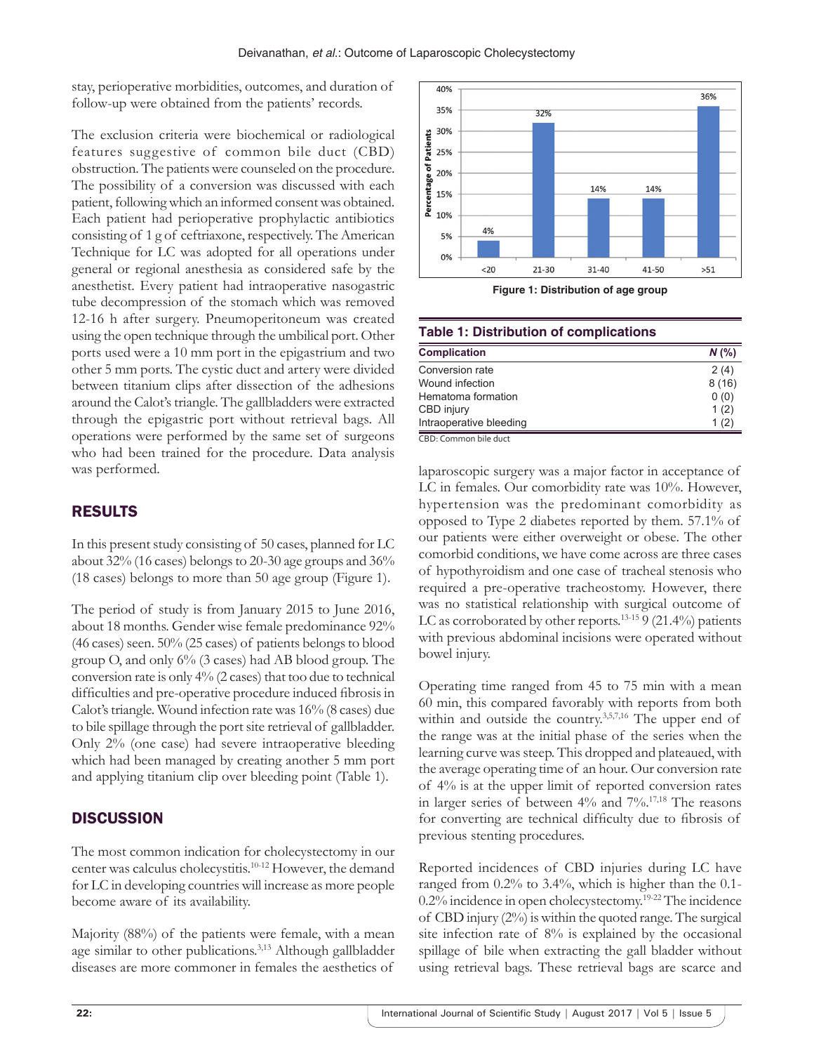stay, perioperative morbidities, outcomes, and duration of follow-up were obtained from the patients' records.

The exclusion criteria were biochemical or radiological features suggestive of common bile duct (CBD) obstruction. The patients were counseled on the procedure. The possibility of a conversion was discussed with each patient, following which an informed consent was obtained. Each patient had perioperative prophylactic antibiotics consisting of 1 g of ceftriaxone, respectively. The American Technique for LC was adopted for all operations under general or regional anesthesia as considered safe by the anesthetist. Every patient had intraoperative nasogastric tube decompression of the stomach which was removed 12-16 h after surgery. Pneumoperitoneum was created using the open technique through the umbilical port. Other ports used were a 10 mm port in the epigastrium and two other 5 mm ports. The cystic duct and artery were divided between titanium clips after dissection of the adhesions around the Calot's triangle. The gallbladders were extracted through the epigastric port without retrieval bags. All operations were performed by the same set of surgeons who had been trained for the procedure. Data analysis was performed.

## RESULTS

In this present study consisting of 50 cases, planned for LC about 32% (16 cases) belongs to 20-30 age groups and 36% (18 cases) belongs to more than 50 age group (Figure 1).

The period of study is from January 2015 to June 2016, about 18 months. Gender wise female predominance 92% (46 cases) seen. 50% (25 cases) of patients belongs to blood group O, and only 6% (3 cases) had AB blood group. The conversion rate is only 4% (2 cases) that too due to technical difficulties and pre-operative procedure induced fibrosis in Calot's triangle. Wound infection rate was 16% (8 cases) due to bile spillage through the port site retrieval of gallbladder. Only 2% (one case) had severe intraoperative bleeding which had been managed by creating another 5 mm port and applying titanium clip over bleeding point (Table 1).

| Age group | Percentage of Patients |
|---|---|
| <20 | 4% |
| 21-30 | 32% |
| 31-40 | 14% |
| 41-50 | 14% |
| >51 | 36% |

**Figure 1: Distribution of age group**

**Table 1: Distribution of complications**

| Complication | N (%) |
|---|---|
| Conversion rate | 2 (4) |
| Wound infection | 8 (16) |
| Hematoma formation | 0 (0) |
| CBD injury | 1 (2) |
| Intraoperative bleeding | 1 (2) |

CBD: Common bile duct

## DISCUSSION

The most common indication for cholecystectomy in our center was calculus cholecystitis.[10-12] However, the demand for LC in developing countries will increase as more people become aware of its availability.

Majority (88%) of the patients were female, with a mean age similar to other publications.[3,13] Although gallbladder diseases are more commoner in females the aesthetics of laparoscopic surgery was a major factor in acceptance of LC in females. Our comorbidity rate was 10%. However, hypertension was the predominant comorbidity as opposed to Type 2 diabetes reported by them. 57.1% of our patients were either overweight or obese. The other comorbid conditions, we have come across are three cases of hypothyroidism and one case of tracheal stenosis who required a pre-operative tracheostomy. However, there was no statistical relationship with surgical outcome of LC as corroborated by other reports.[13-15] 9 (21.4%) patients with previous abdominal incisions were operated without bowel injury.

Operating time ranged from 45 to 75 min with a mean 60 min, this compared favorably with reports from both within and outside the country.[3,5,7,16] The upper end of the range was at the initial phase of the series when the learning curve was steep. This dropped and plateaued, with the average operating time of an hour. Our conversion rate of 4% is at the upper limit of reported conversion rates in larger series of between 4% and 7%.[17,18] The reasons for converting are technical difficulty due to fibrosis of previous stenting procedures.

Reported incidences of CBD injuries during LC have ranged from 0.2% to 3.4%, which is higher than the 0.1-0.2% incidence in open cholecystectomy.[19-22] The incidence of CBD injury (2%) is within the quoted range. The surgical site infection rate of 8% is explained by the occasional spillage of bile when extracting the gall bladder without using retrieval bags. These retrieval bags are scarce and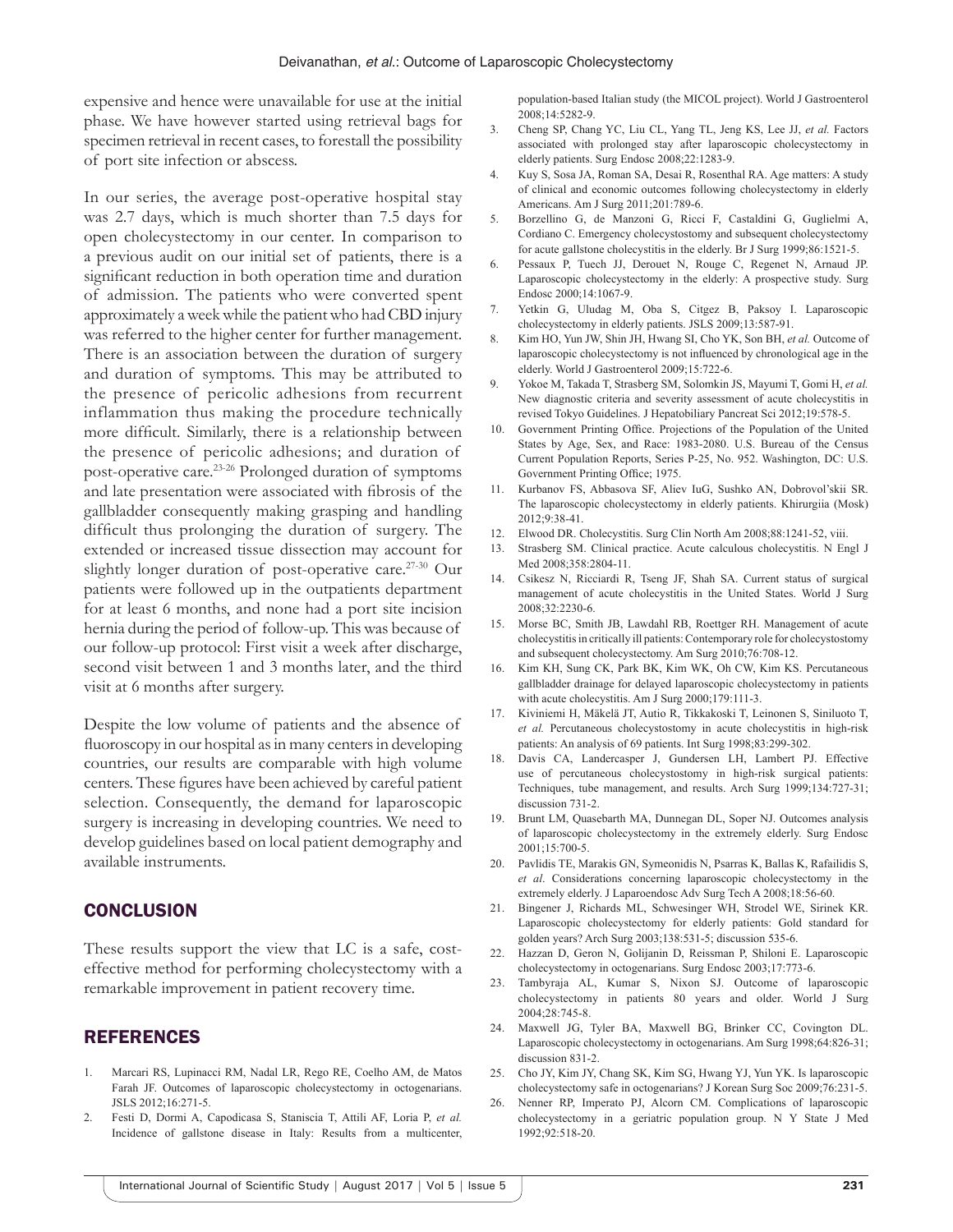expensive and hence were unavailable for use at the initial phase. We have however started using retrieval bags for specimen retrieval in recent cases, to forestall the possibility of port site infection or abscess.

In our series, the average post-operative hospital stay was 2.7 days, which is much shorter than 7.5 days for open cholecystectomy in our center. In comparison to a previous audit on our initial set of patients, there is a significant reduction in both operation time and duration of admission. The patients who were converted spent approximately a week while the patient who had CBD injury was referred to the higher center for further management. There is an association between the duration of surgery and duration of symptoms. This may be attributed to the presence of pericolic adhesions from recurrent inflammation thus making the procedure technically more difficult. Similarly, there is a relationship between the presence of pericolic adhesions; and duration of post-operative care.[23-26] Prolonged duration of symptoms and late presentation were associated with fibrosis of the gallbladder consequently making grasping and handling difficult thus prolonging the duration of surgery. The extended or increased tissue dissection may account for slightly longer duration of post-operative care.[27-30] Our patients were followed up in the outpatients department for at least 6 months, and none had a port site incision hernia during the period of follow-up. This was because of our follow-up protocol: First visit a week after discharge, second visit between 1 and 3 months later, and the third visit at 6 months after surgery.

Despite the low volume of patients and the absence of fluoroscopy in our hospital as in many centers in developing countries, our results are comparable with high volume centers. These figures have been achieved by careful patient selection. Consequently, the demand for laparoscopic surgery is increasing in developing countries. We need to develop guidelines based on local patient demography and available instruments.

## CONCLUSION

These results support the view that LC is a safe, cost-effective method for performing cholecystectomy with a remarkable improvement in patient recovery time.

## REFERENCES

1. Marcari RS, Lupinacci RM, Nadal LR, Rego RE, Coelho AM, de Matos Farah JF. Outcomes of laparoscopic cholecystectomy in octogenarians. JSLS 2012;16:271-5.
2. Festi D, Dormi A, Capodicasa S, Staniscia T, Attili AF, Loria P, *et al.* Incidence of gallstone disease in Italy: Results from a multicenter, population-based Italian study (the MICOL project). World J Gastroenterol 2008;14:5282-9.
3. Cheng SP, Chang YC, Liu CL, Yang TL, Jeng KS, Lee JJ, *et al.* Factors associated with prolonged stay after laparoscopic cholecystectomy in elderly patients. Surg Endosc 2008;22:1283-9.
4. Kuy S, Sosa JA, Roman SA, Desai R, Rosenthal RA. Age matters: A study of clinical and economic outcomes following cholecystectomy in elderly Americans. Am J Surg 2011;201:789-6.
5. Borzellino G, de Manzoni G, Ricci F, Castaldini G, Guglielmi A, Cordiano C. Emergency cholecystostomy and subsequent cholecystectomy for acute gallstone cholecystitis in the elderly. Br J Surg 1999;86:1521-5.
6. Pessaux P, Tuech JJ, Derouet N, Rouge C, Regenet N, Arnaud JP. Laparoscopic cholecystectomy in the elderly: A prospective study. Surg Endosc 2000;14:1067-9.
7. Yetkin G, Uludag M, Oba S, Citgez B, Paksoy I. Laparoscopic cholecystectomy in elderly patients. JSLS 2009;13:587-91.
8. Kim HO, Yun JW, Shin JH, Hwang SI, Cho YK, Son BH, *et al.* Outcome of laparoscopic cholecystectomy is not influenced by chronological age in the elderly. World J Gastroenterol 2009;15:722-6.
9. Yokoe M, Takada T, Strasberg SM, Solomkin JS, Mayumi T, Gomi H, *et al.* New diagnostic criteria and severity assessment of acute cholecystitis in revised Tokyo Guidelines. J Hepatobiliary Pancreat Sci 2012;19:578-5.
10. Government Printing Office. Projections of the Population of the United States by Age, Sex, and Race: 1983-2080. U.S. Bureau of the Census Current Population Reports, Series P-25, No. 952. Washington, DC: U.S. Government Printing Office; 1975.
11. Kurbanov FS, Abbasova SF, Aliev IuG, Sushko AN, Dobrovol'skii SR. The laparoscopic cholecystectomy in elderly patients. Khirurgiia (Mosk) 2012;9:38-41.
12. Elwood DR. Cholecystitis. Surg Clin North Am 2008;88:1241-52, viii.
13. Strasberg SM. Clinical practice. Acute calculous cholecystitis. N Engl J Med 2008;358:2804-11.
14. Csikesz N, Ricciardi R, Tseng JF, Shah SA. Current status of surgical management of acute cholecystitis in the United States. World J Surg 2008;32:2230-6.
15. Morse BC, Smith JB, Lawdahl RB, Roettger RH. Management of acute cholecystitis in critically ill patients: Contemporary role for cholecystostomy and subsequent cholecystectomy. Am Surg 2010;76:708-12.
16. Kim KH, Sung CK, Park BK, Kim WK, Oh CW, Kim KS. Percutaneous gallbladder drainage for delayed laparoscopic cholecystectomy in patients with acute cholecystitis. Am J Surg 2000;179:111-3.
17. Kiviniemi H, Mäkelä JT, Autio R, Tikkakoski T, Leinonen S, Siniluoto T, *et al.* Percutaneous cholecystostomy in acute cholecystitis in high-risk patients: An analysis of 69 patients. Int Surg 1998;83:299-302.
18. Davis CA, Landercasper J, Gundersen LH, Lambert PJ. Effective use of percutaneous cholecystostomy in high-risk surgical patients: Techniques, tube management, and results. Arch Surg 1999;134:727-31; discussion 731-2.
19. Brunt LM, Quasebarth MA, Dunnegan DL, Soper NJ. Outcomes analysis of laparoscopic cholecystectomy in the extremely elderly. Surg Endosc 2001;15:700-5.
20. Pavlidis TE, Marakis GN, Symeonidis N, Psarras K, Ballas K, Rafailidis S, *et al*. Considerations concerning laparoscopic cholecystectomy in the extremely elderly. J Laparoendosc Adv Surg Tech A 2008;18:56-60.
21. Bingener J, Richards ML, Schwesinger WH, Strodel WE, Sirinek KR. Laparoscopic cholecystectomy for elderly patients: Gold standard for golden years? Arch Surg 2003;138:531-5; discussion 535-6.
22. Hazzan D, Geron N, Golijanin D, Reissman P, Shiloni E. Laparoscopic cholecystectomy in octogenarians. Surg Endosc 2003;17:773-6.
23. Tambyraja AL, Kumar S, Nixon SJ. Outcome of laparoscopic cholecystectomy in patients 80 years and older. World J Surg 2004;28:745-8.
24. Maxwell JG, Tyler BA, Maxwell BG, Brinker CC, Covington DL. Laparoscopic cholecystectomy in octogenarians. Am Surg 1998;64:826-31; discussion 831-2.
25. Cho JY, Kim JY, Chang SK, Kim SG, Hwang YJ, Yun YK. Is laparoscopic cholecystectomy safe in octogenarians? J Korean Surg Soc 2009;76:231-5.
26. Nenner RP, Imperato PJ, Alcorn CM. Complications of laparoscopic cholecystectomy in a geriatric population group. N Y State J Med 1992;92:518-20.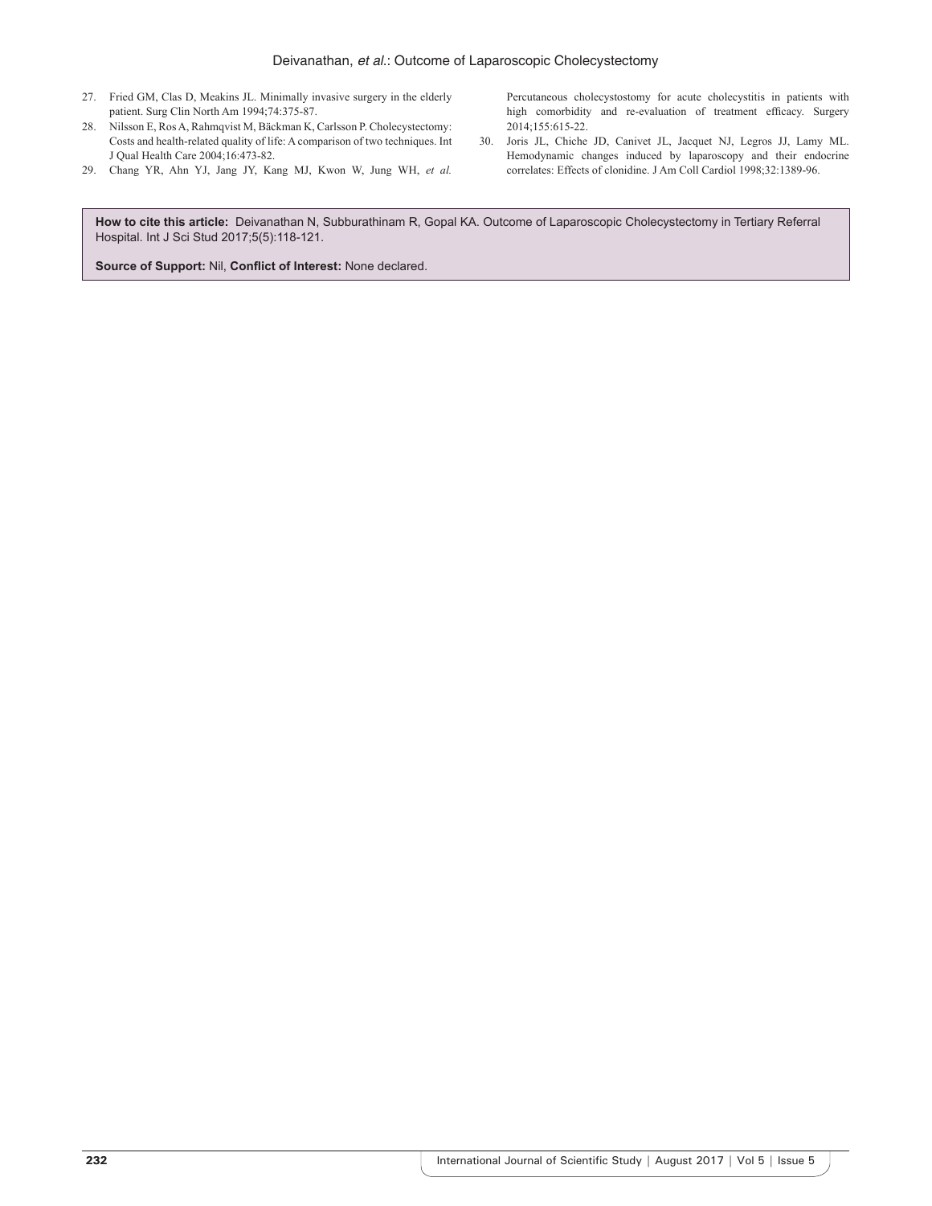27. Fried GM, Clas D, Meakins JL. Minimally invasive surgery in the elderly patient. Surg Clin North Am 1994;74:375-87.
28. Nilsson E, Ros A, Rahmqvist M, Bäckman K, Carlsson P. Cholecystectomy: Costs and health-related quality of life: A comparison of two techniques. Int J Qual Health Care 2004;16:473-82.
29. Chang YR, Ahn YJ, Jang JY, Kang MJ, Kwon W, Jung WH, *et al.* Percutaneous cholecystostomy for acute cholecystitis in patients with high comorbidity and re-evaluation of treatment efficacy. Surgery 2014;155:615-22.
30. Joris JL, Chiche JD, Canivet JL, Jacquet NJ, Legros JJ, Lamy ML. Hemodynamic changes induced by laparoscopy and their endocrine correlates: Effects of clonidine. J Am Coll Cardiol 1998;32:1389-96.

**How to cite this article:** Deivanathan N, Subburathinam R, Gopal KA. Outcome of Laparoscopic Cholecystectomy in Tertiary Referral Hospital. Int J Sci Stud 2017;5(5):118-121.

**Source of Support:** Nil, **Conflict of Interest:** None declared.